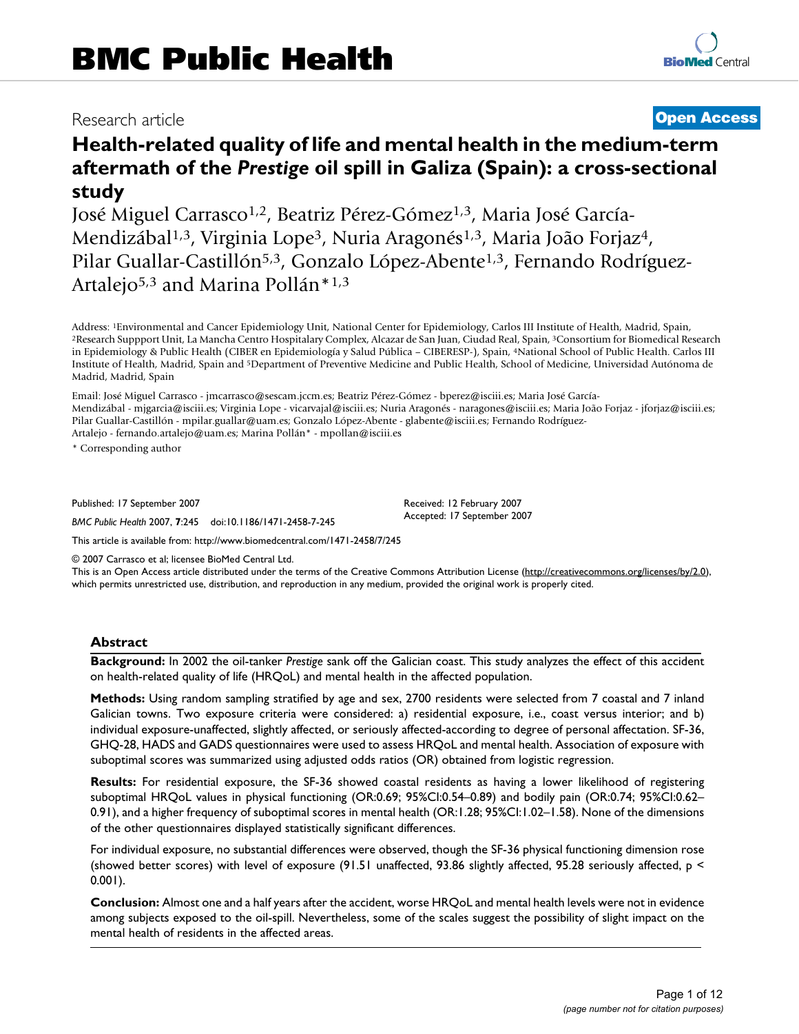# BMC Public Health

Research article

**Open Access**

# Health-related quality of life and mental health in the medium-term aftermath of the *Prestige* oil spill in Galiza (Spain): a cross-sectional study

José Miguel Carrasco[1,2], Beatriz Pérez-Gómez[1,3], Maria José García-Mendizábal[1,3], Virginia Lope[3], Nuria Aragonés[1,3], Maria João Forjaz[4], Pilar Guallar-Castillón[5,3], Gonzalo López-Abente[1,3], Fernando Rodríguez-Artalejo[5,3] and Marina Pollán*[1,3]

Address: [1]Environmental and Cancer Epidemiology Unit, National Center for Epidemiology, Carlos III Institute of Health, Madrid, Spain, [2]Research Suppport Unit, La Mancha Centro Hospitalary Complex, Alcazar de San Juan, Ciudad Real, Spain, [3]Consortium for Biomedical Research in Epidemiology & Public Health (CIBER en Epidemiología y Salud Pública – CIBERESP-), Spain, [4]National School of Public Health. Carlos III Institute of Health, Madrid, Spain and [5]Department of Preventive Medicine and Public Health, School of Medicine, Universidad Autónoma de Madrid, Madrid, Spain

Email: José Miguel Carrasco - jmcarrasco@sescam.jccm.es; Beatriz Pérez-Gómez - bperez@isciii.es; Maria José García-Mendizábal - mjgarcia@isciii.es; Virginia Lope - vicarvajal@isciii.es; Nuria Aragonés - naragones@isciii.es; Maria João Forjaz - jforjaz@isciii.es; Pilar Guallar-Castillón - mpilar.guallar@uam.es; Gonzalo López-Abente - glabente@isciii.es; Fernando Rodríguez-Artalejo - fernando.artalejo@uam.es; Marina Pollán* - mpollan@isciii.es

* Corresponding author

Published: 17 September 2007

*BMC Public Health* 2007, **7**:245 doi:10.1186/1471-2458-7-245

Received: 12 February 2007
Accepted: 17 September 2007

This article is available from: http://www.biomedcentral.com/1471-2458/7/245

© 2007 Carrasco et al; licensee BioMed Central Ltd.
This is an Open Access article distributed under the terms of the Creative Commons Attribution License (http://creativecommons.org/licenses/by/2.0), which permits unrestricted use, distribution, and reproduction in any medium, provided the original work is properly cited.

## Abstract

**Background:** In 2002 the oil-tanker *Prestige* sank off the Galician coast. This study analyzes the effect of this accident on health-related quality of life (HRQoL) and mental health in the affected population.

**Methods:** Using random sampling stratified by age and sex, 2700 residents were selected from 7 coastal and 7 inland Galician towns. Two exposure criteria were considered: a) residential exposure, i.e., coast versus interior; and b) individual exposure-unaffected, slightly affected, or seriously affected-according to degree of personal affectation. SF-36, GHQ-28, HADS and GADS questionnaires were used to assess HRQoL and mental health. Association of exposure with suboptimal scores was summarized using adjusted odds ratios (OR) obtained from logistic regression.

**Results:** For residential exposure, the SF-36 showed coastal residents as having a lower likelihood of registering suboptimal HRQoL values in physical functioning (OR:0.69; 95%CI:0.54–0.89) and bodily pain (OR:0.74; 95%CI:0.62–0.91), and a higher frequency of suboptimal scores in mental health (OR:1.28; 95%CI:1.02–1.58). None of the dimensions of the other questionnaires displayed statistically significant differences.

For individual exposure, no substantial differences were observed, though the SF-36 physical functioning dimension rose (showed better scores) with level of exposure (91.51 unaffected, 93.86 slightly affected, 95.28 seriously affected, $p < 0.001$).

**Conclusion:** Almost one and a half years after the accident, worse HRQoL and mental health levels were not in evidence among subjects exposed to the oil-spill. Nevertheless, some of the scales suggest the possibility of slight impact on the mental health of residents in the affected areas.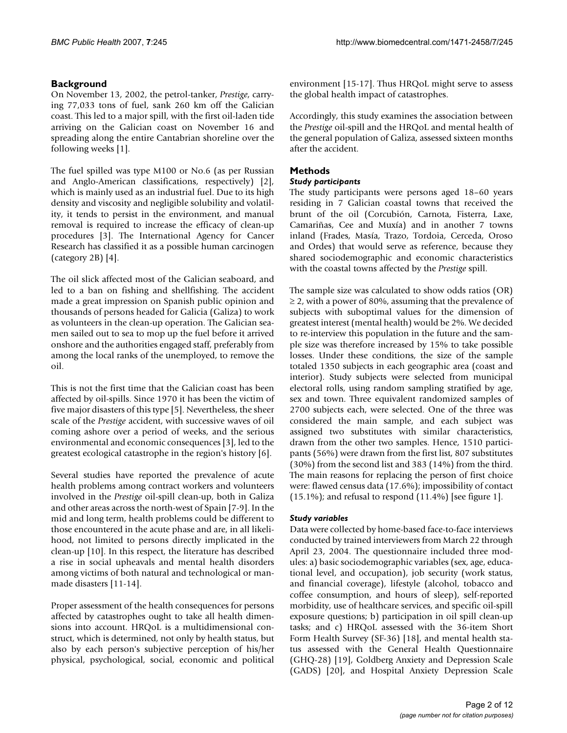## Background

On November 13, 2002, the petrol-tanker, *Prestige*, carrying 77,033 tons of fuel, sank 260 km off the Galician coast. This led to a major spill, with the first oil-laden tide arriving on the Galician coast on November 16 and spreading along the entire Cantabrian shoreline over the following weeks [1].

The fuel spilled was type M100 or No.6 (as per Russian and Anglo-American classifications, respectively) [2], which is mainly used as an industrial fuel. Due to its high density and viscosity and negligible solubility and volatility, it tends to persist in the environment, and manual removal is required to increase the efficacy of clean-up procedures [3]. The International Agency for Cancer Research has classified it as a possible human carcinogen (category 2B) [4].

The oil slick affected most of the Galician seaboard, and led to a ban on fishing and shellfishing. The accident made a great impression on Spanish public opinion and thousands of persons headed for Galicia (Galiza) to work as volunteers in the clean-up operation. The Galician seamen sailed out to sea to mop up the fuel before it arrived onshore and the authorities engaged staff, preferably from among the local ranks of the unemployed, to remove the oil.

This is not the first time that the Galician coast has been affected by oil-spills. Since 1970 it has been the victim of five major disasters of this type [5]. Nevertheless, the sheer scale of the *Prestige* accident, with successive waves of oil coming ashore over a period of weeks, and the serious environmental and economic consequences [3], led to the greatest ecological catastrophe in the region's history [6].

Several studies have reported the prevalence of acute health problems among contract workers and volunteers involved in the *Prestige* oil-spill clean-up, both in Galiza and other areas across the north-west of Spain [7-9]. In the mid and long term, health problems could be different to those encountered in the acute phase and are, in all likelihood, not limited to persons directly implicated in the clean-up [10]. In this respect, the literature has described a rise in social upheavals and mental health disorders among victims of both natural and technological or man-made disasters [11-14].

Proper assessment of the health consequences for persons affected by catastrophes ought to take all health dimensions into account. HRQoL is a multidimensional construct, which is determined, not only by health status, but also by each person's subjective perception of his/her physical, psychological, social, economic and political environment [15-17]. Thus HRQoL might serve to assess the global health impact of catastrophes.

Accordingly, this study examines the association between the *Prestige* oil-spill and the HRQoL and mental health of the general population of Galiza, assessed sixteen months after the accident.

## Methods

### *Study participants*

The study participants were persons aged 18–60 years residing in 7 Galician coastal towns that received the brunt of the oil (Corcubión, Carnota, Fisterra, Laxe, Camariñas, Cee and Muxía) and in another 7 towns inland (Frades, Masía, Trazo, Tordoia, Cerceda, Oroso and Ordes) that would serve as reference, because they shared sociodemographic and economic characteristics with the coastal towns affected by the *Prestige* spill.

The sample size was calculated to show odds ratios (OR) $\geq 2$, with a power of 80%, assuming that the prevalence of subjects with suboptimal values for the dimension of greatest interest (mental health) would be 2%. We decided to re-interview this population in the future and the sample size was therefore increased by 15% to take possible losses. Under these conditions, the size of the sample totaled 1350 subjects in each geographic area (coast and interior). Study subjects were selected from municipal electoral rolls, using random sampling stratified by age, sex and town. Three equivalent randomized samples of 2700 subjects each, were selected. One of the three was considered the main sample, and each subject was assigned two substitutes with similar characteristics, drawn from the other two samples. Hence, 1510 participants (56%) were drawn from the first list, 807 substitutes (30%) from the second list and 383 (14%) from the third. The main reasons for replacing the person of first choice were: flawed census data (17.6%); impossibility of contact (15.1%); and refusal to respond (11.4%) [see figure 1].

### *Study variables*

Data were collected by home-based face-to-face interviews conducted by trained interviewers from March 22 through April 23, 2004. The questionnaire included three modules: a) basic sociodemographic variables (sex, age, educational level, and occupation), job security (work status, and financial coverage), lifestyle (alcohol, tobacco and coffee consumption, and hours of sleep), self-reported morbidity, use of healthcare services, and specific oil-spill exposure questions; b) participation in oil spill clean-up tasks; and c) HRQoL assessed with the 36-item Short Form Health Survey (SF-36) [18], and mental health status assessed with the General Health Questionnaire (GHQ-28) [19], Goldberg Anxiety and Depression Scale (GADS) [20], and Hospital Anxiety Depression Scale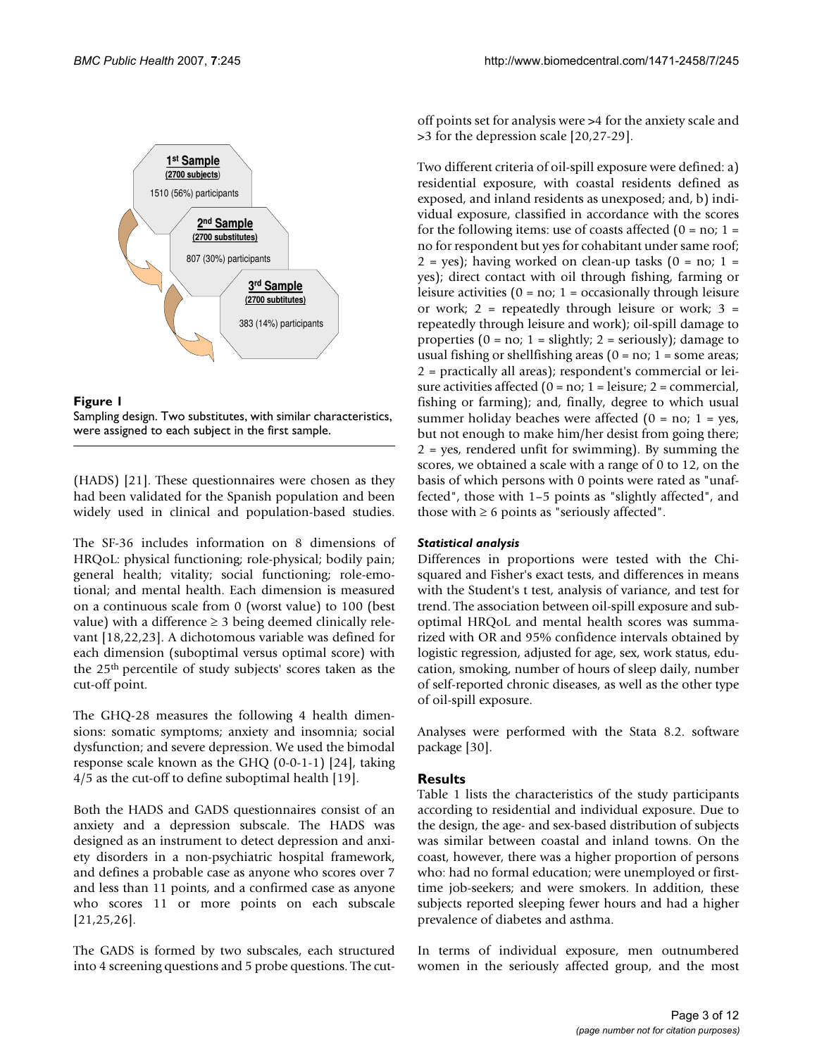1st Sample (2700 subjects) 1510 (56%) participants

2nd Sample (2700 substitutes) 807 (30%) participants

3rd Sample (2700 subtitutes) 383 (14%) participants

**Figure 1**

Sampling design. Two substitutes, with similar characteristics, were assigned to each subject in the first sample.

(HADS) [21]. These questionnaires were chosen as they had been validated for the Spanish population and been widely used in clinical and population-based studies.

The SF-36 includes information on 8 dimensions of HRQoL: physical functioning; role-physical; bodily pain; general health; vitality; social functioning; role-emotional; and mental health. Each dimension is measured on a continuous scale from 0 (worst value) to 100 (best value) with a difference ≥ 3 being deemed clinically relevant [18,22,23]. A dichotomous variable was defined for each dimension (suboptimal versus optimal score) with the 25th percentile of study subjects' scores taken as the cut-off point.

The GHQ-28 measures the following 4 health dimensions: somatic symptoms; anxiety and insomnia; social dysfunction; and severe depression. We used the bimodal response scale known as the GHQ (0-0-1-1) [24], taking 4/5 as the cut-off to define suboptimal health [19].

Both the HADS and GADS questionnaires consist of an anxiety and a depression subscale. The HADS was designed as an instrument to detect depression and anxiety disorders in a non-psychiatric hospital framework, and defines a probable case as anyone who scores over 7 and less than 11 points, and a confirmed case as anyone who scores 11 or more points on each subscale [21,25,26].

The GADS is formed by two subscales, each structured into 4 screening questions and 5 probe questions. The cut-off points set for analysis were >4 for the anxiety scale and >3 for the depression scale [20,27-29].

Two different criteria of oil-spill exposure were defined: a) residential exposure, with coastal residents defined as exposed, and inland residents as unexposed; and, b) individual exposure, classified in accordance with the scores for the following items: use of coasts affected (0 = no; 1 = no for respondent but yes for cohabitant under same roof; 2 = yes); having worked on clean-up tasks (0 = no; 1 = yes); direct contact with oil through fishing, farming or leisure activities (0 = no; 1 = occasionally through leisure or work; 2 = repeatedly through leisure or work; 3 = repeatedly through leisure and work); oil-spill damage to properties (0 = no; 1 = slightly; 2 = seriously); damage to usual fishing or shellfishing areas (0 = no; 1 = some areas; 2 = practically all areas); respondent's commercial or leisure activities affected (0 = no; 1 = leisure; 2 = commercial, fishing or farming); and, finally, degree to which usual summer holiday beaches were affected (0 = no; 1 = yes, but not enough to make him/her desist from going there; 2 = yes, rendered unfit for swimming). By summing the scores, we obtained a scale with a range of 0 to 12, on the basis of which persons with 0 points were rated as "unaffected", those with 1–5 points as "slightly affected", and those with ≥ 6 points as "seriously affected".

### *Statistical analysis*

Differences in proportions were tested with the Chi-squared and Fisher's exact tests, and differences in means with the Student's t test, analysis of variance, and test for trend. The association between oil-spill exposure and sub-optimal HRQoL and mental health scores was summarized with OR and 95% confidence intervals obtained by logistic regression, adjusted for age, sex, work status, education, smoking, number of hours of sleep daily, number of self-reported chronic diseases, as well as the other type of oil-spill exposure.

Analyses were performed with the Stata 8.2. software package [30].

## Results

Table 1 lists the characteristics of the study participants according to residential and individual exposure. Due to the design, the age- and sex-based distribution of subjects was similar between coastal and inland towns. On the coast, however, there was a higher proportion of persons who: had no formal education; were unemployed or first-time job-seekers; and were smokers. In addition, these subjects reported sleeping fewer hours and had a higher prevalence of diabetes and asthma.

In terms of individual exposure, men outnumbered women in the seriously affected group, and the most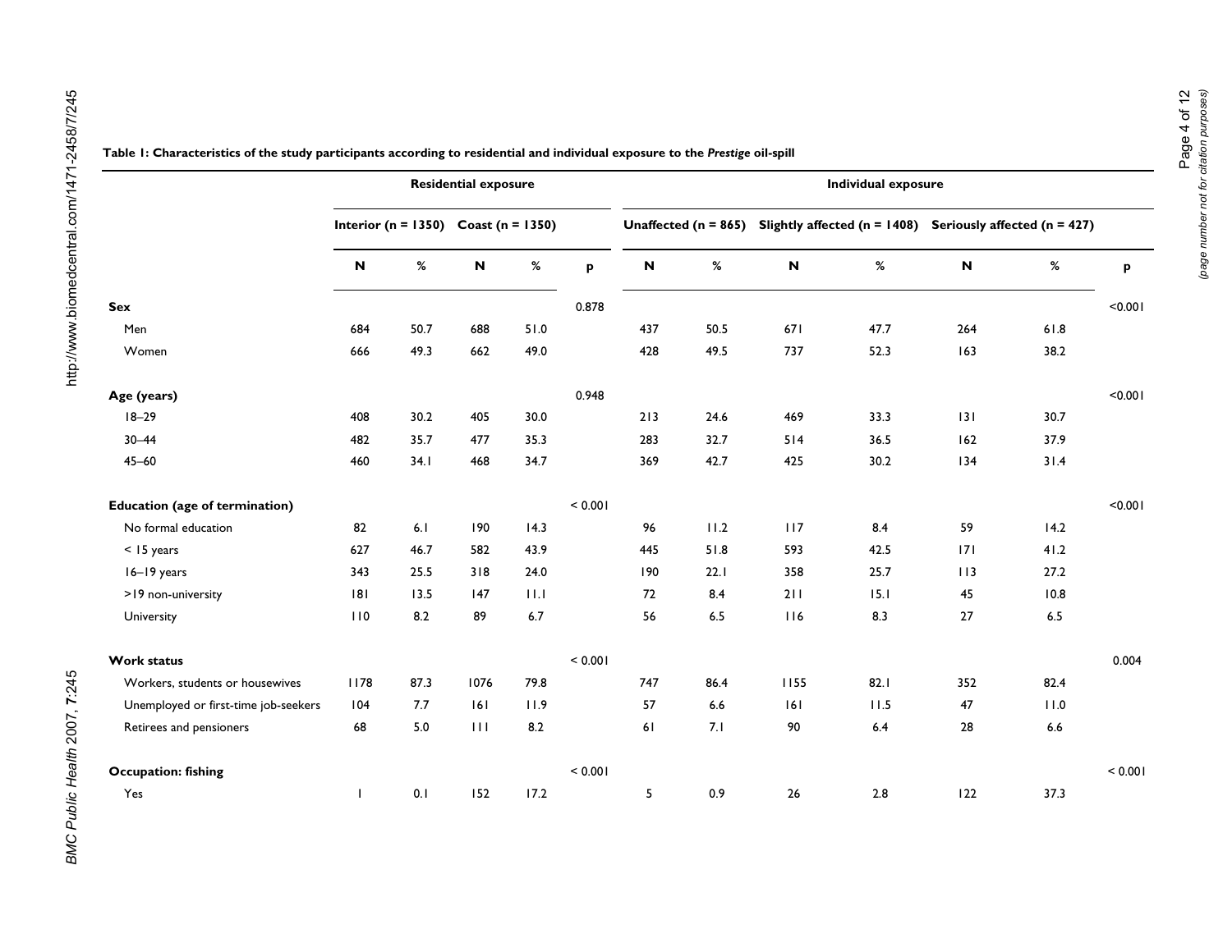**Table 1: Characteristics of the study participants according to residential and individual exposure to the *Prestige* oil-spill**

| | Residential exposure | | | | | Individual exposure | | | | | | |
|---|---|---|---|---|---|---|---|---|---|---|---|---|
| | Interior (n = 1350) | | Coast (n = 1350) | | | Unaffected (n = 865) | | Slightly affected (n = 1408) | | Seriously affected (n = 427) | | |
| | N | % | N | % | p | N | % | N | % | N | % | p |
| **Sex** | | | | | 0.878 | | | | | | | <0.001 |
| Men | 684 | 50.7 | 688 | 51.0 | | 437 | 50.5 | 671 | 47.7 | 264 | 61.8 | |
| Women | 666 | 49.3 | 662 | 49.0 | | 428 | 49.5 | 737 | 52.3 | 163 | 38.2 | |
| **Age (years)** | | | | | 0.948 | | | | | | | <0.001 |
| 18–29 | 408 | 30.2 | 405 | 30.0 | | 213 | 24.6 | 469 | 33.3 | 131 | 30.7 | |
| 30–44 | 482 | 35.7 | 477 | 35.3 | | 283 | 32.7 | 514 | 36.5 | 162 | 37.9 | |
| 45–60 | 460 | 34.1 | 468 | 34.7 | | 369 | 42.7 | 425 | 30.2 | 134 | 31.4 | |
| **Education (age of termination)** | | | | | < 0.001 | | | | | | | <0.001 |
| No formal education | 82 | 6.1 | 190 | 14.3 | | 96 | 11.2 | 117 | 8.4 | 59 | 14.2 | |
| < 15 years | 627 | 46.7 | 582 | 43.9 | | 445 | 51.8 | 593 | 42.5 | 171 | 41.2 | |
| 16–19 years | 343 | 25.5 | 318 | 24.0 | | 190 | 22.1 | 358 | 25.7 | 113 | 27.2 | |
| >19 non-university | 181 | 13.5 | 147 | 11.1 | | 72 | 8.4 | 211 | 15.1 | 45 | 10.8 | |
| University | 110 | 8.2 | 89 | 6.7 | | 56 | 6.5 | 116 | 8.3 | 27 | 6.5 | |
| **Work status** | | | | | < 0.001 | | | | | | | 0.004 |
| Workers, students or housewives | 1178 | 87.3 | 1076 | 79.8 | | 747 | 86.4 | 1155 | 82.1 | 352 | 82.4 | |
| Unemployed or first-time job-seekers | 104 | 7.7 | 161 | 11.9 | | 57 | 6.6 | 161 | 11.5 | 47 | 11.0 | |
| Retirees and pensioners | 68 | 5.0 | 111 | 8.2 | | 61 | 7.1 | 90 | 6.4 | 28 | 6.6 | |
| **Occupation: fishing** | | | | | < 0.001 | | | | | | | < 0.001 |
| Yes | 1 | 0.1 | 152 | 17.2 | | 5 | 0.9 | 26 | 2.8 | 122 | 37.3 | |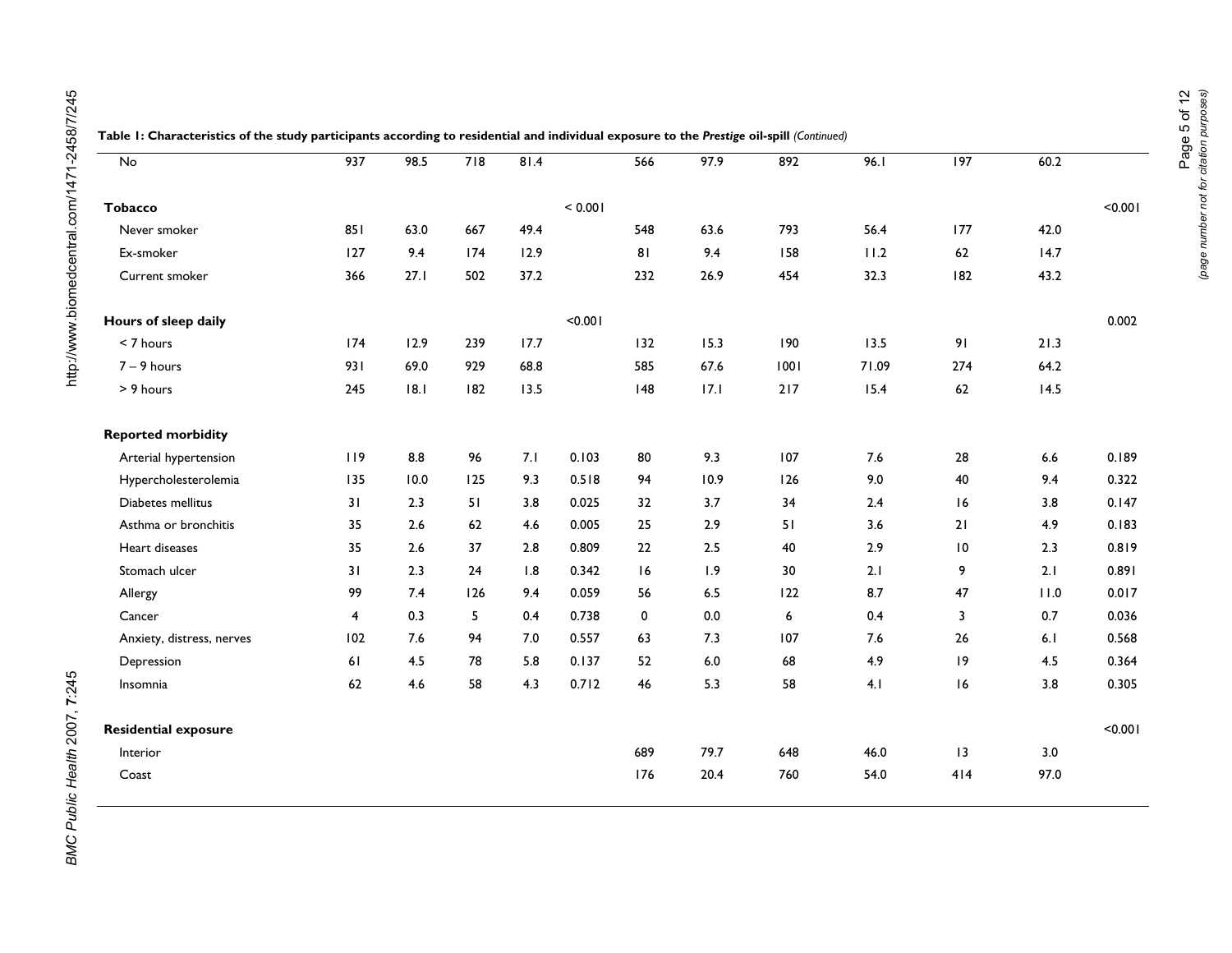**Table 1: Characteristics of the study participants according to residential and individual exposure to the *Prestige* oil-spill** *(Continued)*

| | | | | | | | | | | | | |
|---|---|---|---|---|---|---|---|---|---|---|---|---|
| No | 937 | 98.5 | 718 | 81.4 | | 566 | 97.9 | 892 | 96.1 | 197 | 60.2 | |
| | | | | | | | | | | | | |
| **Tobacco** | | | | | < 0.001 | | | | | | | <0.001 |
| Never smoker | 851 | 63.0 | 667 | 49.4 | | 548 | 63.6 | 793 | 56.4 | 177 | 42.0 | |
| Ex-smoker | 127 | 9.4 | 174 | 12.9 | | 81 | 9.4 | 158 | 11.2 | 62 | 14.7 | |
| Current smoker | 366 | 27.1 | 502 | 37.2 | | 232 | 26.9 | 454 | 32.3 | 182 | 43.2 | |
| | | | | | | | | | | | | |
| **Hours of sleep daily** | | | | | <0.001 | | | | | | | 0.002 |
| < 7 hours | 174 | 12.9 | 239 | 17.7 | | 132 | 15.3 | 190 | 13.5 | 91 | 21.3 | |
| 7 – 9 hours | 931 | 69.0 | 929 | 68.8 | | 585 | 67.6 | 1001 | 71.09 | 274 | 64.2 | |
| > 9 hours | 245 | 18.1 | 182 | 13.5 | | 148 | 17.1 | 217 | 15.4 | 62 | 14.5 | |
| | | | | | | | | | | | | |
| **Reported morbidity** | | | | | | | | | | | | |
| Arterial hypertension | 119 | 8.8 | 96 | 7.1 | 0.103 | 80 | 9.3 | 107 | 7.6 | 28 | 6.6 | 0.189 |
| Hypercholesterolemia | 135 | 10.0 | 125 | 9.3 | 0.518 | 94 | 10.9 | 126 | 9.0 | 40 | 9.4 | 0.322 |
| Diabetes mellitus | 31 | 2.3 | 51 | 3.8 | 0.025 | 32 | 3.7 | 34 | 2.4 | 16 | 3.8 | 0.147 |
| Asthma or bronchitis | 35 | 2.6 | 62 | 4.6 | 0.005 | 25 | 2.9 | 51 | 3.6 | 21 | 4.9 | 0.183 |
| Heart diseases | 35 | 2.6 | 37 | 2.8 | 0.809 | 22 | 2.5 | 40 | 2.9 | 10 | 2.3 | 0.819 |
| Stomach ulcer | 31 | 2.3 | 24 | 1.8 | 0.342 | 16 | 1.9 | 30 | 2.1 | 9 | 2.1 | 0.891 |
| Allergy | 99 | 7.4 | 126 | 9.4 | 0.059 | 56 | 6.5 | 122 | 8.7 | 47 | 11.0 | 0.017 |
| Cancer | 4 | 0.3 | 5 | 0.4 | 0.738 | 0 | 0.0 | 6 | 0.4 | 3 | 0.7 | 0.036 |
| Anxiety, distress, nerves | 102 | 7.6 | 94 | 7.0 | 0.557 | 63 | 7.3 | 107 | 7.6 | 26 | 6.1 | 0.568 |
| Depression | 61 | 4.5 | 78 | 5.8 | 0.137 | 52 | 6.0 | 68 | 4.9 | 19 | 4.5 | 0.364 |
| Insomnia | 62 | 4.6 | 58 | 4.3 | 0.712 | 46 | 5.3 | 58 | 4.1 | 16 | 3.8 | 0.305 |
| | | | | | | | | | | | | |
| **Residential exposure** | | | | | | | | | | | | <0.001 |
| Interior | | | | | | 689 | 79.7 | 648 | 46.0 | 13 | 3.0 | |
| Coast | | | | | | 176 | 20.4 | 760 | 54.0 | 414 | 97.0 | |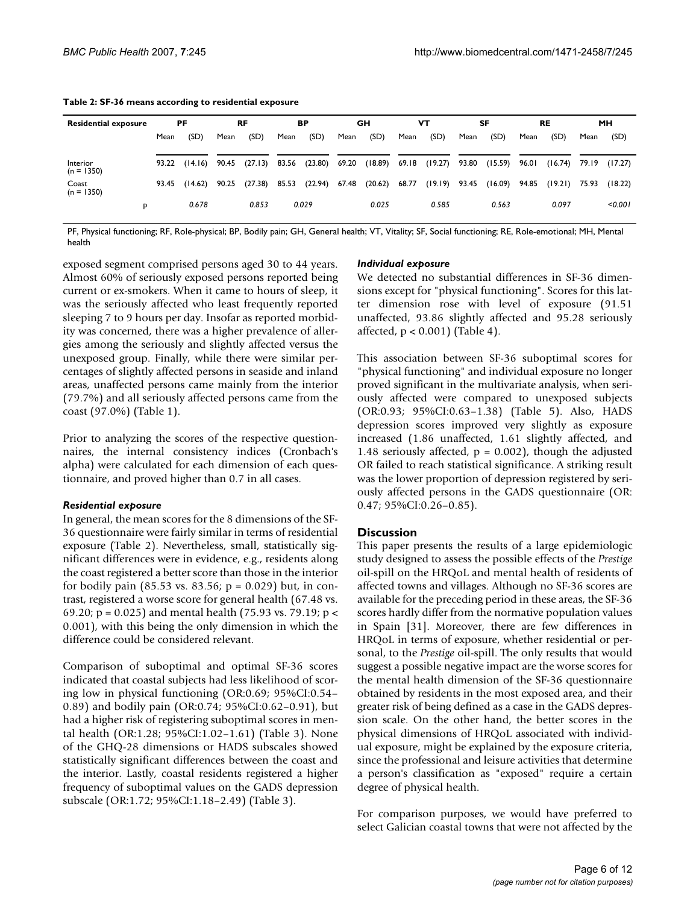**Table 2: SF-36 means according to residential exposure**

| Residential exposure | PF | | RF | | BP | | GH | | VT | | SF | | RE | | MH | |
|---|---|---|---|---|---|---|---|---|---|---|---|---|---|---|---|---|
| | Mean | (SD) | Mean | (SD) | Mean | (SD) | Mean | (SD) | Mean | (SD) | Mean | (SD) | Mean | (SD) | Mean | (SD) |
| Interior (n = 1350) | 93.22 | (14.16) | 90.45 | (27.13) | 83.56 | (23.80) | 69.20 | (18.89) | 69.18 | (19.27) | 93.80 | (15.59) | 96.01 | (16.74) | 79.19 | (17.27) |
| Coast (n = 1350) | 93.45 | (14.62) | 90.25 | (27.38) | 85.53 | (22.94) | 67.48 | (20.62) | 68.77 | (19.19) | 93.45 | (16.09) | 94.85 | (19.21) | 75.93 | (18.22) |
| p | | *0.678* | | *0.853* | | *0.029* | | *0.025* | | *0.585* | | *0.563* | | *0.097* | | *<0.001* |

PF, Physical functioning; RF, Role-physical; BP, Bodily pain; GH, General health; VT, Vitality; SF, Social functioning; RE, Role-emotional; MH, Mental health

exposed segment comprised persons aged 30 to 44 years. Almost 60% of seriously exposed persons reported being current or ex-smokers. When it came to hours of sleep, it was the seriously affected who least frequently reported sleeping 7 to 9 hours per day. Insofar as reported morbidity was concerned, there was a higher prevalence of allergies among the seriously and slightly affected versus the unexposed group. Finally, while there were similar percentages of slightly affected persons in seaside and inland areas, unaffected persons came mainly from the interior (79.7%) and all seriously affected persons came from the coast (97.0%) (Table 1).

Prior to analyzing the scores of the respective questionnaires, the internal consistency indices (Cronbach's alpha) were calculated for each dimension of each questionnaire, and proved higher than 0.7 in all cases.

### *Residential exposure*

In general, the mean scores for the 8 dimensions of the SF-36 questionnaire were fairly similar in terms of residential exposure (Table 2). Nevertheless, small, statistically significant differences were in evidence, e.g., residents along the coast registered a better score than those in the interior for bodily pain (85.53 vs. 83.56; $p = 0.029$) but, in contrast, registered a worse score for general health (67.48 vs. 69.20; $p = 0.025$) and mental health (75.93 vs. 79.19; $p < 0.001$), with this being the only dimension in which the difference could be considered relevant.

Comparison of suboptimal and optimal SF-36 scores indicated that coastal subjects had less likelihood of scoring low in physical functioning (OR:0.69; 95%CI:0.54–0.89) and bodily pain (OR:0.74; 95%CI:0.62–0.91), but had a higher risk of registering suboptimal scores in mental health (OR:1.28; 95%CI:1.02–1.61) (Table 3). None of the GHQ-28 dimensions or HADS subscales showed statistically significant differences between the coast and the interior. Lastly, coastal residents registered a higher frequency of suboptimal values on the GADS depression subscale (OR:1.72; 95%CI:1.18–2.49) (Table 3).

### *Individual exposure*

We detected no substantial differences in SF-36 dimensions except for "physical functioning". Scores for this latter dimension rose with level of exposure (91.51 unaffected, 93.86 slightly affected and 95.28 seriously affected, $p < 0.001$) (Table 4).

This association between SF-36 suboptimal scores for "physical functioning" and individual exposure no longer proved significant in the multivariate analysis, when seriously affected were compared to unexposed subjects (OR:0.93; 95%CI:0.63–1.38) (Table 5). Also, HADS depression scores improved very slightly as exposure increased (1.86 unaffected, 1.61 slightly affected, and 1.48 seriously affected, $p = 0.002$), though the adjusted OR failed to reach statistical significance. A striking result was the lower proportion of depression registered by seriously affected persons in the GADS questionnaire (OR: 0.47; 95%CI:0.26–0.85).

## Discussion

This paper presents the results of a large epidemiologic study designed to assess the possible effects of the *Prestige* oil-spill on the HRQoL and mental health of residents of affected towns and villages. Although no SF-36 scores are available for the preceding period in these areas, the SF-36 scores hardly differ from the normative population values in Spain [31]. Moreover, there are few differences in HRQoL in terms of exposure, whether residential or personal, to the *Prestige* oil-spill. The only results that would suggest a possible negative impact are the worse scores for the mental health dimension of the SF-36 questionnaire obtained by residents in the most exposed area, and their greater risk of being defined as a case in the GADS depression scale. On the other hand, the better scores in the physical dimensions of HRQoL associated with individual exposure, might be explained by the exposure criteria, since the professional and leisure activities that determine a person's classification as "exposed" require a certain degree of physical health.

For comparison purposes, we would have preferred to select Galician coastal towns that were not affected by the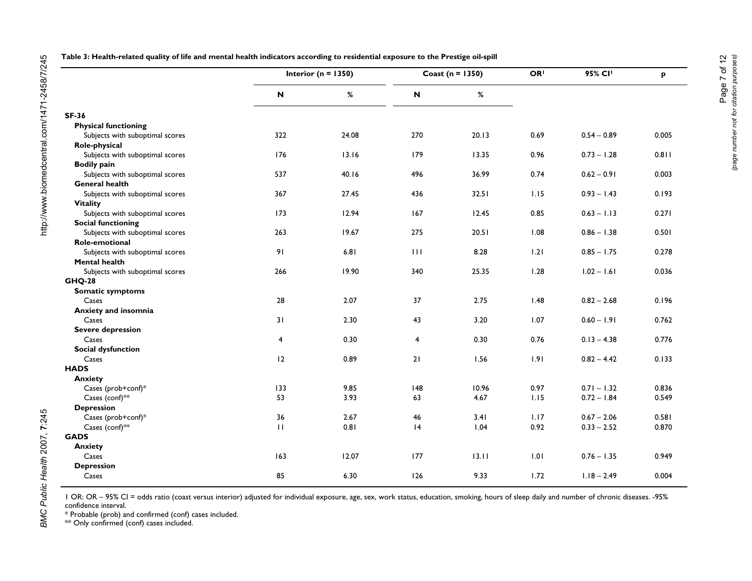**Table 3: Health-related quality of life and mental health indicators according to residential exposure to the Prestige oil-spill**

| | Interior (n = 1350) | | Coast (n = 1350) | | OR[1] | 95% CI[1] | p |
|---|---|---|---|---|---|---|---|
| | N | % | N | % | | | |
| **SF-36** | | | | | | | |
| **Physical functioning** | | | | | | | |
| Subjects with suboptimal scores | 322 | 24.08 | 270 | 20.13 | 0.69 | 0.54 – 0.89 | 0.005 |
| **Role-physical** | | | | | | | |
| Subjects with suboptimal scores | 176 | 13.16 | 179 | 13.35 | 0.96 | 0.73 – 1.28 | 0.811 |
| **Bodily pain** | | | | | | | |
| Subjects with suboptimal scores | 537 | 40.16 | 496 | 36.99 | 0.74 | 0.62 – 0.91 | 0.003 |
| **General health** | | | | | | | |
| Subjects with suboptimal scores | 367 | 27.45 | 436 | 32.51 | 1.15 | 0.93 – 1.43 | 0.193 |
| **Vitality** | | | | | | | |
| Subjects with suboptimal scores | 173 | 12.94 | 167 | 12.45 | 0.85 | 0.63 – 1.13 | 0.271 |
| **Social functioning** | | | | | | | |
| Subjects with suboptimal scores | 263 | 19.67 | 275 | 20.51 | 1.08 | 0.86 – 1.38 | 0.501 |
| **Role-emotional** | | | | | | | |
| Subjects with suboptimal scores | 91 | 6.81 | 111 | 8.28 | 1.21 | 0.85 – 1.75 | 0.278 |
| **Mental health** | | | | | | | |
| Subjects with suboptimal scores | 266 | 19.90 | 340 | 25.35 | 1.28 | 1.02 – 1.61 | 0.036 |
| **GHQ-28** | | | | | | | |
| **Somatic symptoms** | | | | | | | |
| Cases | 28 | 2.07 | 37 | 2.75 | 1.48 | 0.82 – 2.68 | 0.196 |
| **Anxiety and insomnia** | | | | | | | |
| Cases | 31 | 2.30 | 43 | 3.20 | 1.07 | 0.60 – 1.91 | 0.762 |
| **Severe depression** | | | | | | | |
| Cases | 4 | 0.30 | 4 | 0.30 | 0.76 | 0.13 – 4.38 | 0.776 |
| **Social dysfunction** | | | | | | | |
| Cases | 12 | 0.89 | 21 | 1.56 | 1.91 | 0.82 – 4.42 | 0.133 |
| **HADS** | | | | | | | |
| **Anxiety** | | | | | | | |
| Cases (prob+conf)* | 133 | 9.85 | 148 | 10.96 | 0.97 | 0.71 – 1.32 | 0.836 |
| Cases (conf)** | 53 | 3.93 | 63 | 4.67 | 1.15 | 0.72 – 1.84 | 0.549 |
| **Depression** | | | | | | | |
| Cases (prob+conf)* | 36 | 2.67 | 46 | 3.41 | 1.17 | 0.67 – 2.06 | 0.581 |
| Cases (conf)** | 11 | 0.81 | 14 | 1.04 | 0.92 | 0.33 – 2.52 | 0.870 |
| **GADS** | | | | | | | |
| **Anxiety** | | | | | | | |
| Cases | 163 | 12.07 | 177 | 13.11 | 1.01 | 0.76 – 1.35 | 0.949 |
| **Depression** | | | | | | | |
| Cases | 85 | 6.30 | 126 | 9.33 | 1.72 | 1.18 – 2.49 | 0.004 |

1 OR: OR – 95% CI = odds ratio (coast versus interior) adjusted for individual exposure, age, sex, work status, education, smoking, hours of sleep daily and number of chronic diseases. -95% confidence interval.
* Probable (prob) and confirmed (conf) cases included.
** Only confirmed (conf) cases included.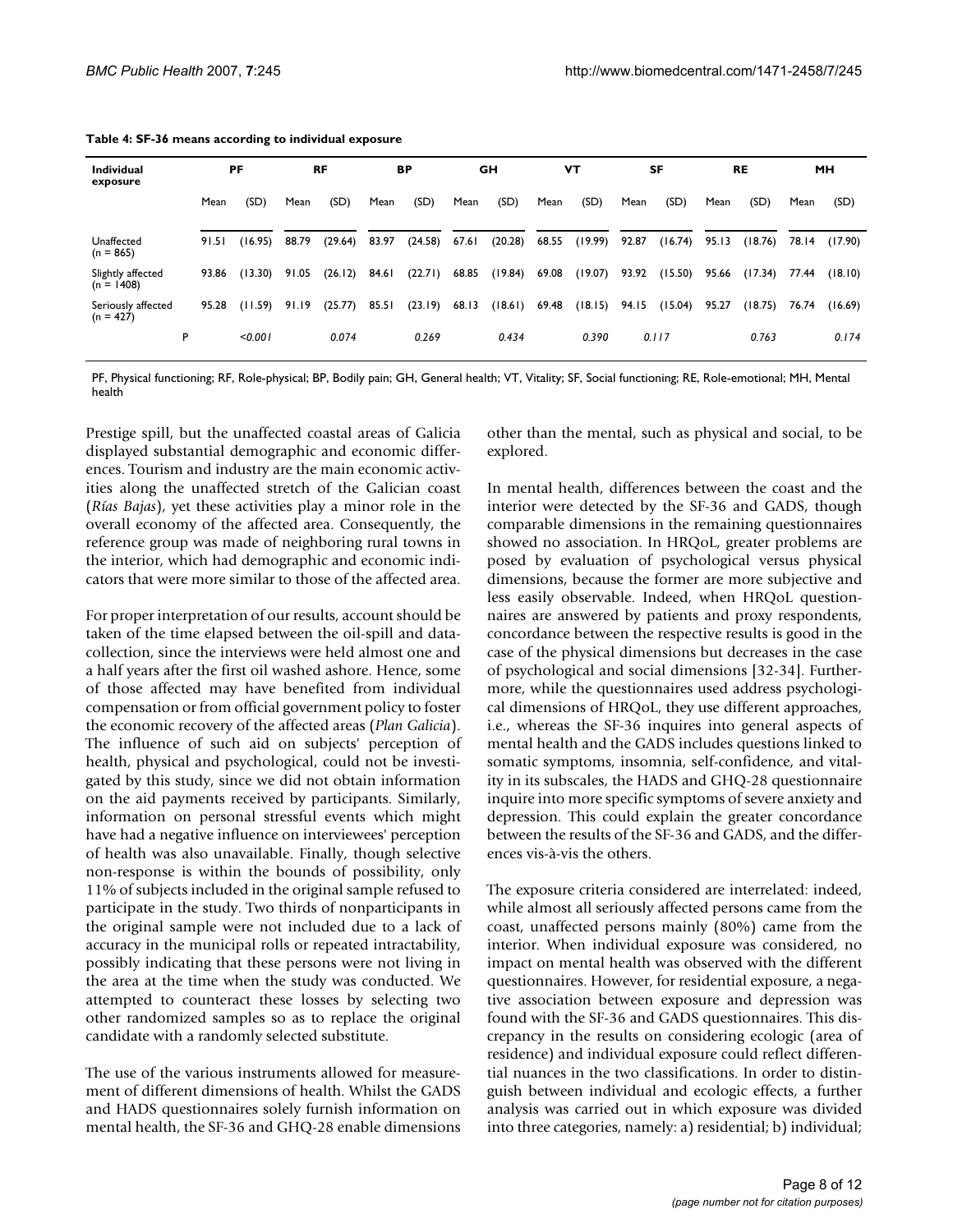**Table 4: SF-36 means according to individual exposure**

| Individual exposure | PF | | RF | | BP | | GH | | VT | | SF | | RE | | MH | |
|---|---|---|---|---|---|---|---|---|---|---|---|---|---|---|---|---|
| | Mean | (SD) | Mean | (SD) | Mean | (SD) | Mean | (SD) | Mean | (SD) | Mean | (SD) | Mean | (SD) | Mean | (SD) |
| Unaffected (n = 865) | 91.51 | (16.95) | 88.79 | (29.64) | 83.97 | (24.58) | 67.61 | (20.28) | 68.55 | (19.99) | 92.87 | (16.74) | 95.13 | (18.76) | 78.14 | (17.90) |
| Slightly affected (n = 1408) | 93.86 | (13.30) | 91.05 | (26.12) | 84.61 | (22.71) | 68.85 | (19.84) | 69.08 | (19.07) | 93.92 | (15.50) | 95.66 | (17.34) | 77.44 | (18.10) |
| Seriously affected (n = 427) | 95.28 | (11.59) | 91.19 | (25.77) | 85.51 | (23.19) | 68.13 | (18.61) | 69.48 | (18.15) | 94.15 | (15.04) | 95.27 | (18.75) | 76.74 | (16.69) |
| P | | *<0.001* | | *0.074* | | *0.269* | | *0.434* | | *0.390* | | *0.117* | | *0.763* | | *0.174* |

PF, Physical functioning; RF, Role-physical; BP, Bodily pain; GH, General health; VT, Vitality; SF, Social functioning; RE, Role-emotional; MH, Mental health

Prestige spill, but the unaffected coastal areas of Galicia displayed substantial demographic and economic differences. Tourism and industry are the main economic activities along the unaffected stretch of the Galician coast (*Rías Bajas*), yet these activities play a minor role in the overall economy of the affected area. Consequently, the reference group was made of neighboring rural towns in the interior, which had demographic and economic indicators that were more similar to those of the affected area.

For proper interpretation of our results, account should be taken of the time elapsed between the oil-spill and data-collection, since the interviews were held almost one and a half years after the first oil washed ashore. Hence, some of those affected may have benefited from individual compensation or from official government policy to foster the economic recovery of the affected areas (*Plan Galicia*). The influence of such aid on subjects' perception of health, physical and psychological, could not be investigated by this study, since we did not obtain information on the aid payments received by participants. Similarly, information on personal stressful events which might have had a negative influence on interviewees' perception of health was also unavailable. Finally, though selective non-response is within the bounds of possibility, only 11% of subjects included in the original sample refused to participate in the study. Two thirds of nonparticipants in the original sample were not included due to a lack of accuracy in the municipal rolls or repeated intractability, possibly indicating that these persons were not living in the area at the time when the study was conducted. We attempted to counteract these losses by selecting two other randomized samples so as to replace the original candidate with a randomly selected substitute.

The use of the various instruments allowed for measurement of different dimensions of health. Whilst the GADS and HADS questionnaires solely furnish information on mental health, the SF-36 and GHQ-28 enable dimensions other than the mental, such as physical and social, to be explored.

In mental health, differences between the coast and the interior were detected by the SF-36 and GADS, though comparable dimensions in the remaining questionnaires showed no association. In HRQoL, greater problems are posed by evaluation of psychological versus physical dimensions, because the former are more subjective and less easily observable. Indeed, when HRQoL questionnaires are answered by patients and proxy respondents, concordance between the respective results is good in the case of the physical dimensions but decreases in the case of psychological and social dimensions [32-34]. Furthermore, while the questionnaires used address psychological dimensions of HRQoL, they use different approaches, i.e., whereas the SF-36 inquires into general aspects of mental health and the GADS includes questions linked to somatic symptoms, insomnia, self-confidence, and vitality in its subscales, the HADS and GHQ-28 questionnaire inquire into more specific symptoms of severe anxiety and depression. This could explain the greater concordance between the results of the SF-36 and GADS, and the differences vis-à-vis the others.

The exposure criteria considered are interrelated: indeed, while almost all seriously affected persons came from the coast, unaffected persons mainly (80%) came from the interior. When individual exposure was considered, no impact on mental health was observed with the different questionnaires. However, for residential exposure, a negative association between exposure and depression was found with the SF-36 and GADS questionnaires. This discrepancy in the results on considering ecologic (area of residence) and individual exposure could reflect differential nuances in the two classifications. In order to distinguish between individual and ecologic effects, a further analysis was carried out in which exposure was divided into three categories, namely: a) residential; b) individual;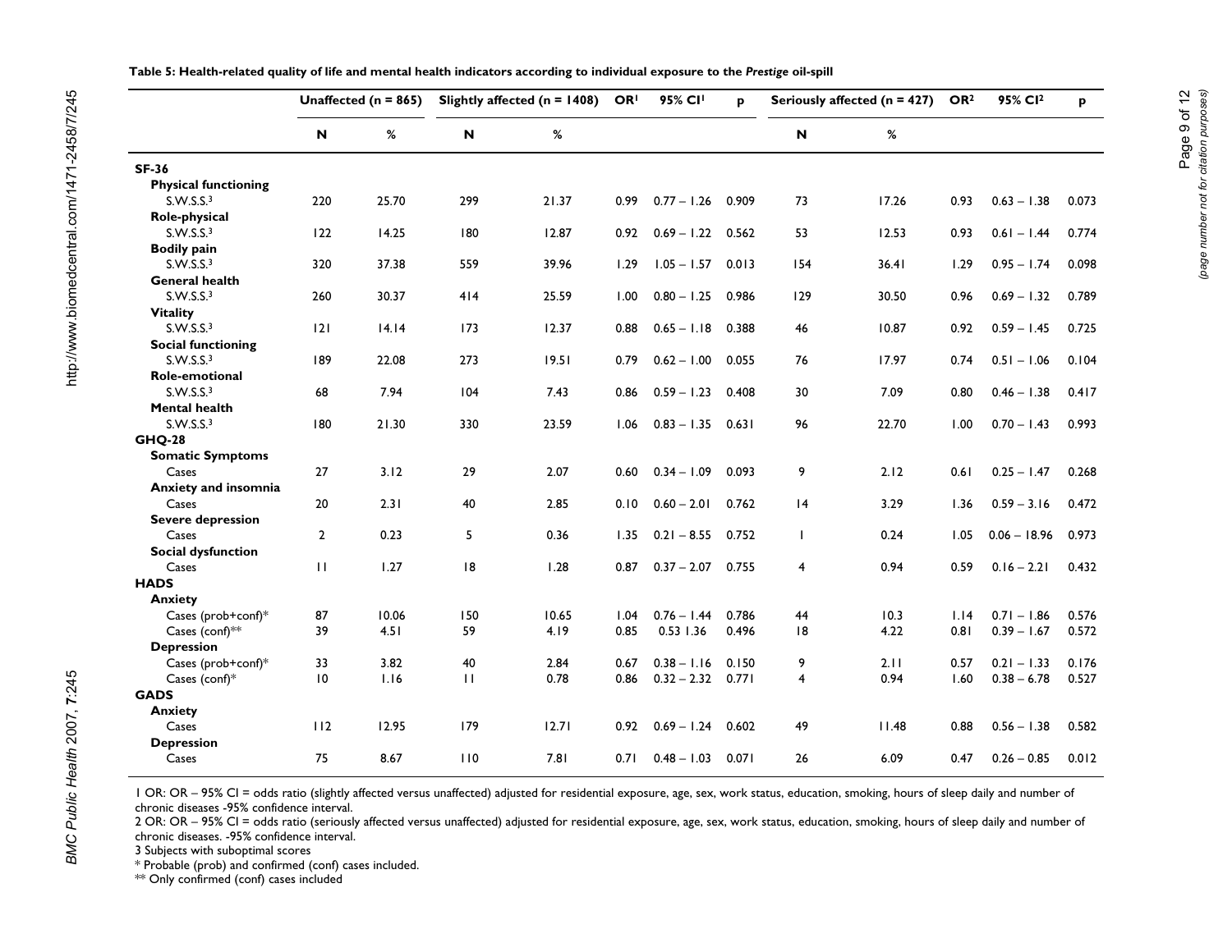**Table 5: Health-related quality of life and mental health indicators according to individual exposure to the *Prestige* oil-spill**

| | Unaffected (n = 865) | | Slightly affected (n = 1408) | | OR[1] | 95% CI[1] | p | Seriously affected (n = 427) | | OR[2] | 95% CI[2] | p |
|---|---|---|---|---|---|---|---|---|---|---|---|---|
| | N | % | N | % | | | | N | % | | | |
| **SF-36** | | | | | | | | | | | | |
| **Physical functioning** | | | | | | | | | | | | |
| S.W.S.S.[3] | 220 | 25.70 | 299 | 21.37 | 0.99 | 0.77 – 1.26 | 0.909 | 73 | 17.26 | 0.93 | 0.63 – 1.38 | 0.073 |
| **Role-physical** | | | | | | | | | | | | |
| S.W.S.S.[3] | 122 | 14.25 | 180 | 12.87 | 0.92 | 0.69 – 1.22 | 0.562 | 53 | 12.53 | 0.93 | 0.61 – 1.44 | 0.774 |
| **Bodily pain** | | | | | | | | | | | | |
| S.W.S.S.[3] | 320 | 37.38 | 559 | 39.96 | 1.29 | 1.05 – 1.57 | 0.013 | 154 | 36.41 | 1.29 | 0.95 – 1.74 | 0.098 |
| **General health** | | | | | | | | | | | | |
| S.W.S.S.[3] | 260 | 30.37 | 414 | 25.59 | 1.00 | 0.80 – 1.25 | 0.986 | 129 | 30.50 | 0.96 | 0.69 – 1.32 | 0.789 |
| **Vitality** | | | | | | | | | | | | |
| S.W.S.S.[3] | 121 | 14.14 | 173 | 12.37 | 0.88 | 0.65 – 1.18 | 0.388 | 46 | 10.87 | 0.92 | 0.59 – 1.45 | 0.725 |
| **Social functioning** | | | | | | | | | | | | |
| S.W.S.S.[3] | 189 | 22.08 | 273 | 19.51 | 0.79 | 0.62 – 1.00 | 0.055 | 76 | 17.97 | 0.74 | 0.51 – 1.06 | 0.104 |
| **Role-emotional** | | | | | | | | | | | | |
| S.W.S.S.[3] | 68 | 7.94 | 104 | 7.43 | 0.86 | 0.59 – 1.23 | 0.408 | 30 | 7.09 | 0.80 | 0.46 – 1.38 | 0.417 |
| **Mental health** | | | | | | | | | | | | |
| S.W.S.S.[3] | 180 | 21.30 | 330 | 23.59 | 1.06 | 0.83 – 1.35 | 0.631 | 96 | 22.70 | 1.00 | 0.70 – 1.43 | 0.993 |
| **GHQ-28** | | | | | | | | | | | | |
| **Somatic Symptoms** | | | | | | | | | | | | |
| Cases | 27 | 3.12 | 29 | 2.07 | 0.60 | 0.34 – 1.09 | 0.093 | 9 | 2.12 | 0.61 | 0.25 – 1.47 | 0.268 |
| **Anxiety and insomnia** | | | | | | | | | | | | |
| Cases | 20 | 2.31 | 40 | 2.85 | 0.10 | 0.60 – 2.01 | 0.762 | 14 | 3.29 | 1.36 | 0.59 – 3.16 | 0.472 |
| **Severe depression** | | | | | | | | | | | | |
| Cases | 2 | 0.23 | 5 | 0.36 | 1.35 | 0.21 – 8.55 | 0.752 | 1 | 0.24 | 1.05 | 0.06 – 18.96 | 0.973 |
| **Social dysfunction** | | | | | | | | | | | | |
| Cases | 11 | 1.27 | 18 | 1.28 | 0.87 | 0.37 – 2.07 | 0.755 | 4 | 0.94 | 0.59 | 0.16 – 2.21 | 0.432 |
| **HADS** | | | | | | | | | | | | |
| **Anxiety** | | | | | | | | | | | | |
| Cases (prob+conf)* | 87 | 10.06 | 150 | 10.65 | 1.04 | 0.76 – 1.44 | 0.786 | 44 | 10.3 | 1.14 | 0.71 – 1.86 | 0.576 |
| Cases (conf)** | 39 | 4.51 | 59 | 4.19 | 0.85 | 0.53 1.36 | 0.496 | 18 | 4.22 | 0.81 | 0.39 – 1.67 | 0.572 |
| **Depression** | | | | | | | | | | | | |
| Cases (prob+conf)* | 33 | 3.82 | 40 | 2.84 | 0.67 | 0.38 – 1.16 | 0.150 | 9 | 2.11 | 0.57 | 0.21 – 1.33 | 0.176 |
| Cases (conf)* | 10 | 1.16 | 11 | 0.78 | 0.86 | 0.32 – 2.32 | 0.771 | 4 | 0.94 | 1.60 | 0.38 – 6.78 | 0.527 |
| **GADS** | | | | | | | | | | | | |
| **Anxiety** | | | | | | | | | | | | |
| Cases | 112 | 12.95 | 179 | 12.71 | 0.92 | 0.69 – 1.24 | 0.602 | 49 | 11.48 | 0.88 | 0.56 – 1.38 | 0.582 |
| **Depression** | | | | | | | | | | | | |
| Cases | 75 | 8.67 | 110 | 7.81 | 0.71 | 0.48 – 1.03 | 0.071 | 26 | 6.09 | 0.47 | 0.26 – 0.85 | 0.012 |

1 OR: OR – 95% CI = odds ratio (slightly affected versus unaffected) adjusted for residential exposure, age, sex, work status, education, smoking, hours of sleep daily and number of chronic diseases -95% confidence interval.
2 OR: OR – 95% CI = odds ratio (seriously affected versus unaffected) adjusted for residential exposure, age, sex, work status, education, smoking, hours of sleep daily and number of chronic diseases. -95% confidence interval.
3 Subjects with suboptimal scores
* Probable (prob) and confirmed (conf) cases included.
** Only confirmed (conf) cases included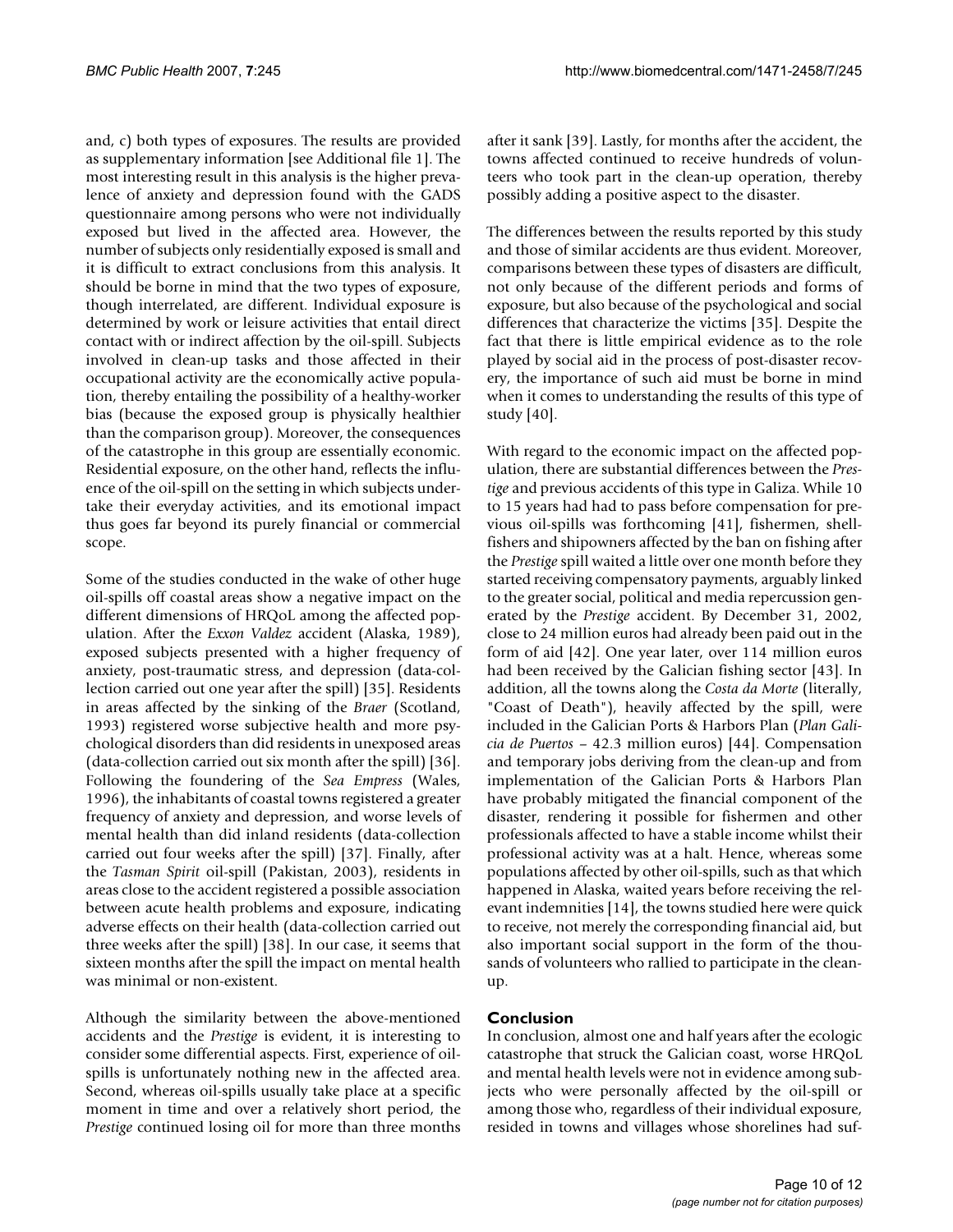and, c) both types of exposures. The results are provided as supplementary information [see Additional file 1]. The most interesting result in this analysis is the higher prevalence of anxiety and depression found with the GADS questionnaire among persons who were not individually exposed but lived in the affected area. However, the number of subjects only residentially exposed is small and it is difficult to extract conclusions from this analysis. It should be borne in mind that the two types of exposure, though interrelated, are different. Individual exposure is determined by work or leisure activities that entail direct contact with or indirect affection by the oil-spill. Subjects involved in clean-up tasks and those affected in their occupational activity are the economically active population, thereby entailing the possibility of a healthy-worker bias (because the exposed group is physically healthier than the comparison group). Moreover, the consequences of the catastrophe in this group are essentially economic. Residential exposure, on the other hand, reflects the influence of the oil-spill on the setting in which subjects undertake their everyday activities, and its emotional impact thus goes far beyond its purely financial or commercial scope.

Some of the studies conducted in the wake of other huge oil-spills off coastal areas show a negative impact on the different dimensions of HRQoL among the affected population. After the *Exxon Valdez* accident (Alaska, 1989), exposed subjects presented with a higher frequency of anxiety, post-traumatic stress, and depression (data-collection carried out one year after the spill) [35]. Residents in areas affected by the sinking of the *Braer* (Scotland, 1993) registered worse subjective health and more psychological disorders than did residents in unexposed areas (data-collection carried out six month after the spill) [36]. Following the foundering of the *Sea Empress* (Wales, 1996), the inhabitants of coastal towns registered a greater frequency of anxiety and depression, and worse levels of mental health than did inland residents (data-collection carried out four weeks after the spill) [37]. Finally, after the *Tasman Spirit* oil-spill (Pakistan, 2003), residents in areas close to the accident registered a possible association between acute health problems and exposure, indicating adverse effects on their health (data-collection carried out three weeks after the spill) [38]. In our case, it seems that sixteen months after the spill the impact on mental health was minimal or non-existent.

Although the similarity between the above-mentioned accidents and the *Prestige* is evident, it is interesting to consider some differential aspects. First, experience of oil-spills is unfortunately nothing new in the affected area. Second, whereas oil-spills usually take place at a specific moment in time and over a relatively short period, the *Prestige* continued losing oil for more than three months after it sank [39]. Lastly, for months after the accident, the towns affected continued to receive hundreds of volunteers who took part in the clean-up operation, thereby possibly adding a positive aspect to the disaster.

The differences between the results reported by this study and those of similar accidents are thus evident. Moreover, comparisons between these types of disasters are difficult, not only because of the different periods and forms of exposure, but also because of the psychological and social differences that characterize the victims [35]. Despite the fact that there is little empirical evidence as to the role played by social aid in the process of post-disaster recovery, the importance of such aid must be borne in mind when it comes to understanding the results of this type of study [40].

With regard to the economic impact on the affected population, there are substantial differences between the *Prestige* and previous accidents of this type in Galiza. While 10 to 15 years had had to pass before compensation for previous oil-spills was forthcoming [41], fishermen, shellfishers and shipowners affected by the ban on fishing after the *Prestige* spill waited a little over one month before they started receiving compensatory payments, arguably linked to the greater social, political and media repercussion generated by the *Prestige* accident. By December 31, 2002, close to 24 million euros had already been paid out in the form of aid [42]. One year later, over 114 million euros had been received by the Galician fishing sector [43]. In addition, all the towns along the *Costa da Morte* (literally, "Coast of Death"), heavily affected by the spill, were included in the Galician Ports & Harbors Plan (*Plan Galicia de Puertos* – 42.3 million euros) [44]. Compensation and temporary jobs deriving from the clean-up and from implementation of the Galician Ports & Harbors Plan have probably mitigated the financial component of the disaster, rendering it possible for fishermen and other professionals affected to have a stable income whilst their professional activity was at a halt. Hence, whereas some populations affected by other oil-spills, such as that which happened in Alaska, waited years before receiving the relevant indemnities [14], the towns studied here were quick to receive, not merely the corresponding financial aid, but also important social support in the form of the thousands of volunteers who rallied to participate in the clean-up.

## Conclusion

In conclusion, almost one and half years after the ecologic catastrophe that struck the Galician coast, worse HRQoL and mental health levels were not in evidence among subjects who were personally affected by the oil-spill or among those who, regardless of their individual exposure, resided in towns and villages whose shorelines had suf-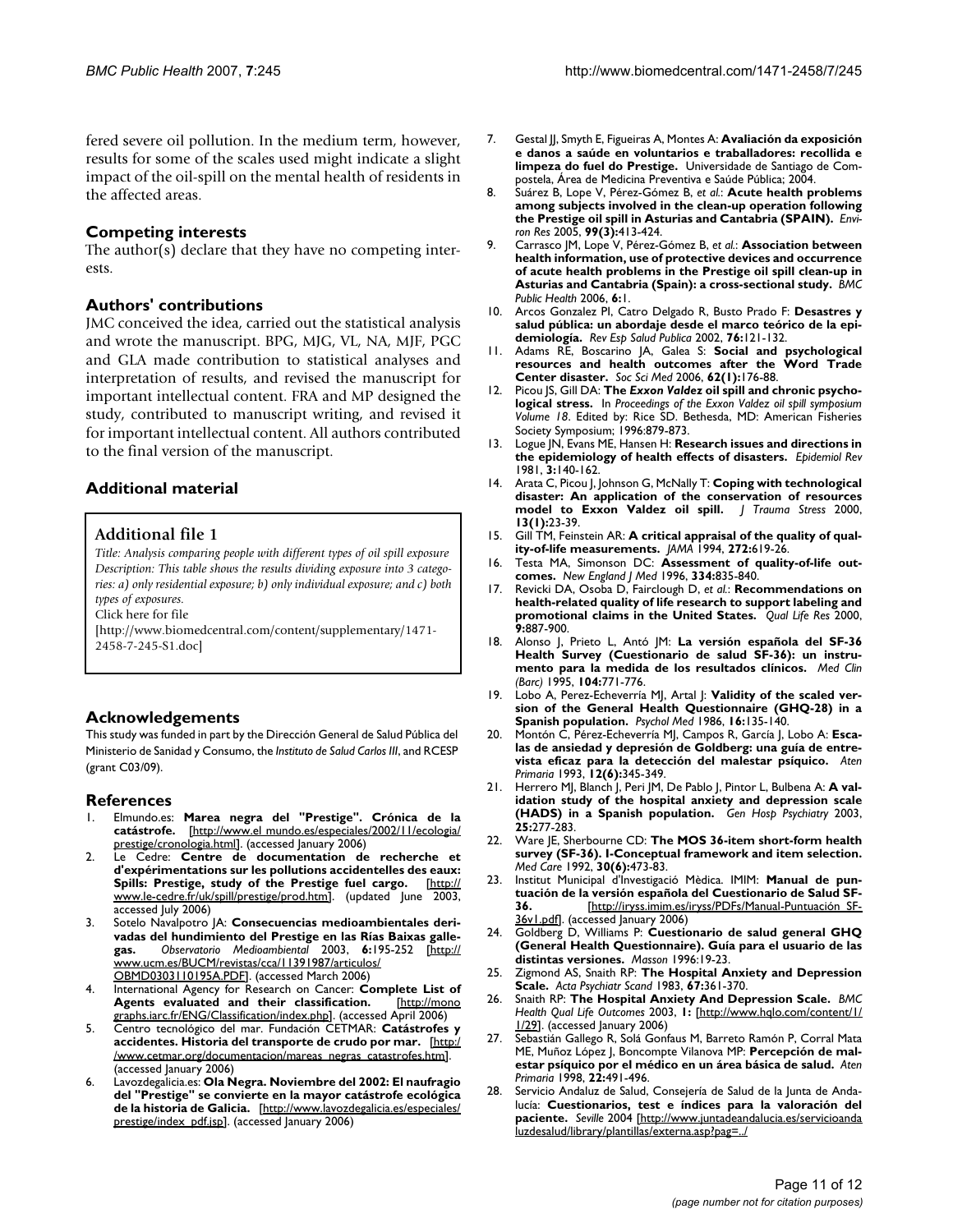fered severe oil pollution. In the medium term, however, results for some of the scales used might indicate a slight impact of the oil-spill on the mental health of residents in the affected areas.

## Competing interests

The author(s) declare that they have no competing interests.

## Authors' contributions

JMC conceived the idea, carried out the statistical analysis and wrote the manuscript. BPG, MJG, VL, NA, MJF, PGC and GLA made contribution to statistical analyses and interpretation of results, and revised the manuscript for important intellectual content. FRA and MP designed the study, contributed to manuscript writing, and revised it for important intellectual content. All authors contributed to the final version of the manuscript.

## Additional material

### Additional file 1

*Title: Analysis comparing people with different types of oil spill exposure*
*Description: This table shows the results dividing exposure into 3 categories: a) only residential exposure; b) only individual exposure; and c) both types of exposures.*
Click here for file
[http://www.biomedcentral.com/content/supplementary/1471-2458-7-245-S1.doc]

## Acknowledgements

This study was funded in part by the Dirección General de Salud Pública del Ministerio de Sanidad y Consumo, the *Instituto de Salud Carlos III*, and RCESP (grant C03/09).

## References

1. Elmundo.es: **Marea negra del "Prestige". Crónica de la catástrofe.** [http://www.el mundo.es/especiales/2002/11/ecologia/prestige/cronologia.html]. (accessed January 2006)
2. Le Cedre: **Centre de documentation de recherche et d'expérimentations sur les pollutions accidentelles des eaux: Spills: Prestige, study of the Prestige fuel cargo.** [http://www.le-cedre.fr/uk/spill/prestige/prod.htm]. (updated June 2003, accessed July 2006)
3. Sotelo Navalpotro JA: **Consecuencias medioambientales derivadas del hundimiento del Prestige en las Rías Baixas gallegas.** *Observatorio Medioambiental* 2003, **6:**195-252 [http://www.ucm.es/BUCM/revistas/cca/11391987/articulos/OBMD0303110195A.PDF]. (accessed March 2006)
4. International Agency for Research on Cancer: **Complete List of Agents evaluated and their classification.** [http://monographs.iarc.fr/ENG/Classification/index.php]. (accessed April 2006)
5. Centro tecnológico del mar. Fundación CETMAR: **Catástrofes y accidentes. Historia del transporte de crudo por mar.** [http://www.cetmar.org/documentacion/mareas_negras_catastrofes.htm]. (accessed January 2006)
6. Lavozdegalicia.es: **Ola Negra. Noviembre del 2002: El naufragio del "Prestige" se convierte en la mayor catástrofe ecológica de la historia de Galicia.** [http://www.lavozdegalicia.es/especiales/prestige/index_pdf.jsp]. (accessed January 2006)
7. Gestal JJ, Smyth E, Figueiras A, Montes A: **Avaliación da exposición e danos a saúde en voluntarios e traballadores: recollida e limpeza do fuel do Prestige.** Universidade de Santiago de Compostela, Área de Medicina Preventiva e Saúde Pública; 2004.
8. Suárez B, Lope V, Pérez-Gómez B, *et al.*: **Acute health problems among subjects involved in the clean-up operation following the Prestige oil spill in Asturias and Cantabria (SPAIN).** *Environ Res* 2005, **99(3):**413-424.
9. Carrasco JM, Lope V, Pérez-Gómez B, *et al.*: **Association between health information, use of protective devices and occurrence of acute health problems in the Prestige oil spill clean-up in Asturias and Cantabria (Spain): a cross-sectional study.** *BMC Public Health* 2006, **6:**1.
10. Arcos Gonzalez PI, Catro Delgado R, Busto Prado F: **Desastres y salud pública: un abordaje desde el marco teórico de la epidemiología.** *Rev Esp Salud Publica* 2002, **76:**121-132.
11. Adams RE, Boscarino JA, Galea S: **Social and psychological resources and health outcomes after the Word Trade Center disaster.** *Soc Sci Med* 2006, **62(1):**176-88.
12. Picou JS, Gill DA: **The *Exxon Valdez* oil spill and chronic psychological stress.** In *Proceedings of the Exxon Valdez oil spill symposium Volume 18*. Edited by: Rice SD. Bethesda, MD: American Fisheries Society Symposium; 1996:879-873.
13. Logue JN, Evans ME, Hansen H: **Research issues and directions in the epidemiology of health effects of disasters.** *Epidemiol Rev* 1981, **3:**140-162.
14. Arata C, Picou J, Johnson G, McNally T: **Coping with technological disaster: An application of the conservation of resources model to Exxon Valdez oil spill.** *J Trauma Stress* 2000, **13(1):**23-39.
15. Gill TM, Feinstein AR: **A critical appraisal of the quality of quality-of-life measurements.** *JAMA* 1994, **272:**619-26.
16. Testa MA, Simonson DC: **Assessment of quality-of-life outcomes.** *New England J Med* 1996, **334:**835-840.
17. Revicki DA, Osoba D, Fairclough D, *et al.*: **Recommendations on health-related quality of life research to support labeling and promotional claims in the United States.** *Qual Life Res* 2000, **9:**887-900.
18. Alonso J, Prieto L, Antó JM: **La versión española del SF-36 Health Survey (Cuestionario de salud SF-36): un instrumento para la medida de los resultados clínicos.** *Med Clin (Barc)* 1995, **104:**771-776.
19. Lobo A, Perez-Echeverría MJ, Artal J: **Validity of the scaled version of the General Health Questionnaire (GHQ-28) in a Spanish population.** *Psychol Med* 1986, **16:**135-140.
20. Montón C, Pérez-Echeverría MJ, Campos R, García J, Lobo A: **Escalas de ansiedad y depresión de Goldberg: una guía de entrevista eficaz para la detección del malestar psíquico.** *Aten Primaria* 1993, **12(6):**345-349.
21. Herrero MJ, Blanch J, Peri JM, De Pablo J, Pintor L, Bulbena A: **A validation study of the hospital anxiety and depression scale (HADS) in a Spanish population.** *Gen Hosp Psychiatry* 2003, **25:**277-283.
22. Ware JE, Sherbourne CD: **The MOS 36-item short-form health survey (SF-36). I-Conceptual framework and item selection.** *Med Care* 1992, **30(6):**473-83.
23. Institut Municipal d'Investigació Mèdica. IMIM: **Manual de puntuación de la versión española del Cuestionario de Salud SF-36.** [http://iryss.imim.es/iryss/PDFs/Manual-Puntuación_SF-36v1.pdf]. (accessed January 2006)
24. Goldberg D, Williams P: **Cuestionario de salud general GHQ (General Health Questionnaire). Guía para el usuario de las distintas versiones.** *Masson* 1996:19-23.
25. Zigmond AS, Snaith RP: **The Hospital Anxiety and Depression Scale.** *Acta Psychiatr Scand* 1983, **67:**361-370.
26. Snaith RP: **The Hospital Anxiety And Depression Scale.** *BMC Health Qual Life Outcomes* 2003, **1:** [http://www.hqlo.com/content/1/1/29]. (accessed January 2006)
27. Sebastián Gallego R, Solá Gonfaus M, Barreto Ramón P, Corral Mata ME, Muñoz López J, Boncompte Vilanova MP: **Percepción de malestar psíquico por el médico en un área básica de salud.** *Aten Primaria* 1998, **22:**491-496.
28. Servicio Andaluz de Salud, Consejería de Salud de la Junta de Andalucía: **Cuestionarios, test e índices para la valoración del paciente.** *Seville* 2004 [http://www.juntadeandalucia.es/servicioandaluzdesalud/library/plantillas/externa.asp?pag=../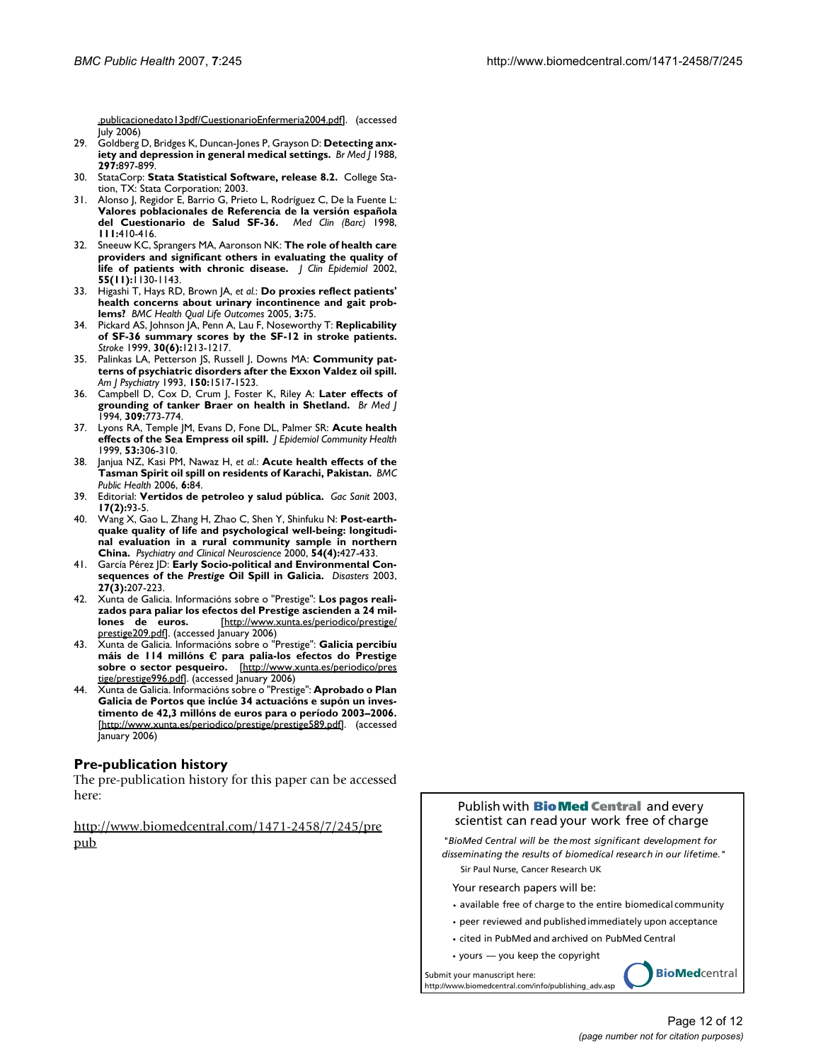.publicacionedato13pdf/CuestionarioEnfermeria2004.pdf]. (accessed July 2006)

29. Goldberg D, Bridges K, Duncan-Jones P, Grayson D: **Detecting anxiety and depression in general medical settings.** *Br Med J* 1988, **297:**897-899.
30. StataCorp: **Stata Statistical Software, release 8.2.** College Station, TX: Stata Corporation; 2003.
31. Alonso J, Regidor E, Barrio G, Prieto L, Rodríguez C, De la Fuente L: **Valores poblacionales de Referencia de la versión española del Cuestionario de Salud SF-36.** *Med Clin (Barc)* 1998, **111:**410-416.
32. Sneeuw KC, Sprangers MA, Aaronson NK: **The role of health care providers and significant others in evaluating the quality of life of patients with chronic disease.** *J Clin Epidemiol* 2002, **55(11):**1130-1143.
33. Higashi T, Hays RD, Brown JA, *et al.*: **Do proxies reflect patients' health concerns about urinary incontinence and gait problems?** *BMC Health Qual Life Outcomes* 2005, **3:**75.
34. Pickard AS, Johnson JA, Penn A, Lau F, Noseworthy T: **Replicability of SF-36 summary scores by the SF-12 in stroke patients.** *Stroke* 1999, **30(6):**1213-1217.
35. Palinkas LA, Petterson JS, Russell J, Downs MA: **Community patterns of psychiatric disorders after the Exxon Valdez oil spill.** *Am J Psychiatry* 1993, **150:**1517-1523.
36. Campbell D, Cox D, Crum J, Foster K, Riley A: **Later effects of grounding of tanker Braer on health in Shetland.** *Br Med J* 1994, **309:**773-774.
37. Lyons RA, Temple JM, Evans D, Fone DL, Palmer SR: **Acute health effects of the Sea Empress oil spill.** *J Epidemiol Community Health* 1999, **53:**306-310.
38. Janjua NZ, Kasi PM, Nawaz H, *et al.*: **Acute health effects of the Tasman Spirit oil spill on residents of Karachi, Pakistan.** *BMC Public Health* 2006, **6:**84.
39. Editorial: **Vertidos de petroleo y salud pública.** *Gac Sanit* 2003, **17(2):**93-5.
40. Wang X, Gao L, Zhang H, Zhao C, Shen Y, Shinfuku N: **Post-earthquake quality of life and psychological well-being: longitudinal evaluation in a rural community sample in northern China.** *Psychiatry and Clinical Neuroscience* 2000, **54(4):**427-433.
41. García Pérez JD: **Early Socio-political and Environmental Consequences of the *Prestige* Oil Spill in Galicia.** *Disasters* 2003, **27(3):**207-223.
42. Xunta de Galicia. Informacións sobre o "Prestige": **Los pagos realizados para paliar los efectos del Prestige ascienden a 24 millones de euros.** [http://www.xunta.es/periodico/prestige/prestige209.pdf]. (accessed January 2006)
43. Xunta de Galicia. Informacións sobre o "Prestige": **Galicia percibíu máis de 114 millóns € para palia-los efectos do Prestige sobre o sector pesqueiro.** [http://www.xunta.es/periodico/prestige/prestige996.pdf]. (accessed January 2006)
44. Xunta de Galicia. Informacións sobre o "Prestige": **Aprobado o Plan Galicia de Portos que inclúe 34 actuacións e supón un investimento de 42,3 millóns de euros para o período 2003–2006.** [http://www.xunta.es/periodico/prestige/prestige589.pdf]. (accessed January 2006)

## Pre-publication history

The pre-publication history for this paper can be accessed here:

http://www.biomedcentral.com/1471-2458/7/245/prepub

Publish with **BioMed Central** and every scientist can read your work free of charge

*"BioMed Central will be the most significant development for disseminating the results of biomedical research in our lifetime."*
Sir Paul Nurse, Cancer Research UK

Your research papers will be:

- available free of charge to the entire biomedical community
- peer reviewed and published immediately upon acceptance
- cited in PubMed and archived on PubMed Central
- yours — you keep the copyright

Submit your manuscript here:
http://www.biomedcentral.com/info/publishing_adv.asp

BioMedcentral